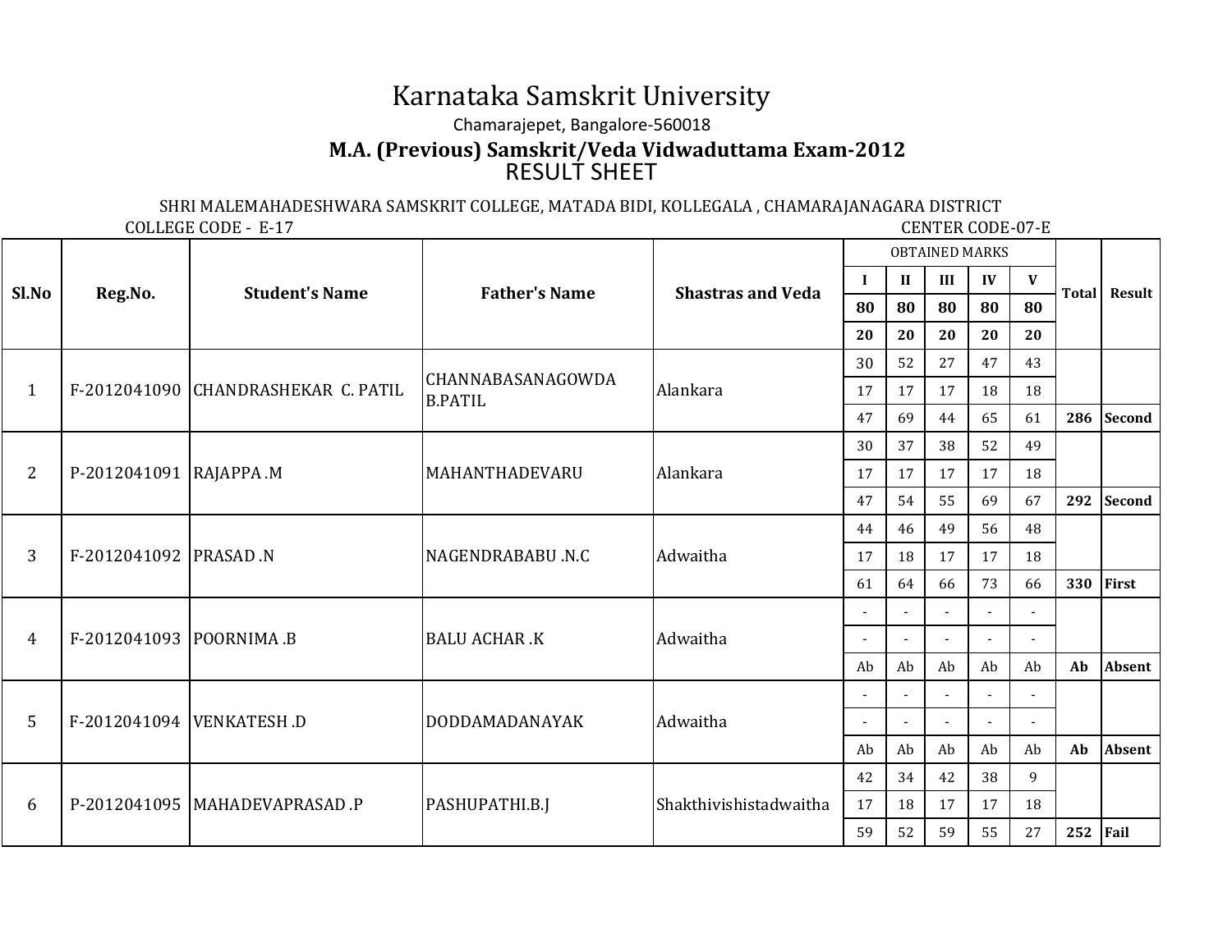# Karnataka Samskrit University

Chamarajepet, Bangalore-560018

## M.A. (Previous) Samskrit/Veda Vidwaduttama Exam-2012

RESULT SHEET

SHRI MALEMAHADESHWARA SAMSKRIT COLLEGE, MATADA BIDI, KOLLEGALA , CHAMARAJANAGARA DISTRICT

COLLEGE CODE - E-17 CENTER CODE-07-E

| Sl.No | Reg.No. | Student's Name | Father's Name | Shastras and Veda | OBTAINED MARKS | | | | | Total | Result |
|---|---|---|---|---|---|---|---|---|---|---|---|
| | | | | | I | II | III | IV | V | | |
| | | | | | 80 | 80 | 80 | 80 | 80 | | |
| | | | | | 20 | 20 | 20 | 20 | 20 | | |
| 1 | F-2012041090 | CHANDRASHEKAR C. PATIL | CHANNABASANAGOWDA B.PATIL | Alankara | 30 | 52 | 27 | 47 | 43 | | |
| | | | | | 17 | 17 | 17 | 18 | 18 | | |
| | | | | | 47 | 69 | 44 | 65 | 61 | 286 | Second |
| 2 | P-2012041091 | RAJAPPA .M | MAHANTHADEVARU | Alankara | 30 | 37 | 38 | 52 | 49 | | |
| | | | | | 17 | 17 | 17 | 17 | 18 | | |
| | | | | | 47 | 54 | 55 | 69 | 67 | 292 | Second |
| 3 | F-2012041092 | PRASAD .N | NAGENDRABABU .N.C | Adwaitha | 44 | 46 | 49 | 56 | 48 | | |
| | | | | | 17 | 18 | 17 | 17 | 18 | | |
| | | | | | 61 | 64 | 66 | 73 | 66 | 330 | First |
| 4 | F-2012041093 | POORNIMA .B | BALU ACHAR .K | Adwaitha | - | - | - | - | - | | |
| | | | | | - | - | - | - | - | | |
| | | | | | Ab | Ab | Ab | Ab | Ab | Ab | Absent |
| 5 | F-2012041094 | VENKATESH .D | DODDAMADANAYAK | Adwaitha | - | - | - | - | - | | |
| | | | | | - | - | - | - | - | | |
| | | | | | Ab | Ab | Ab | Ab | Ab | Ab | Absent |
| 6 | P-2012041095 | MAHADEVAPRASAD .P | PASHUPATHI.B.J | Shakthivishistadwaitha | 42 | 34 | 42 | 38 | 9 | | |
| | | | | | 17 | 18 | 17 | 17 | 18 | | |
| | | | | | 59 | 52 | 59 | 55 | 27 | 252 | Fail |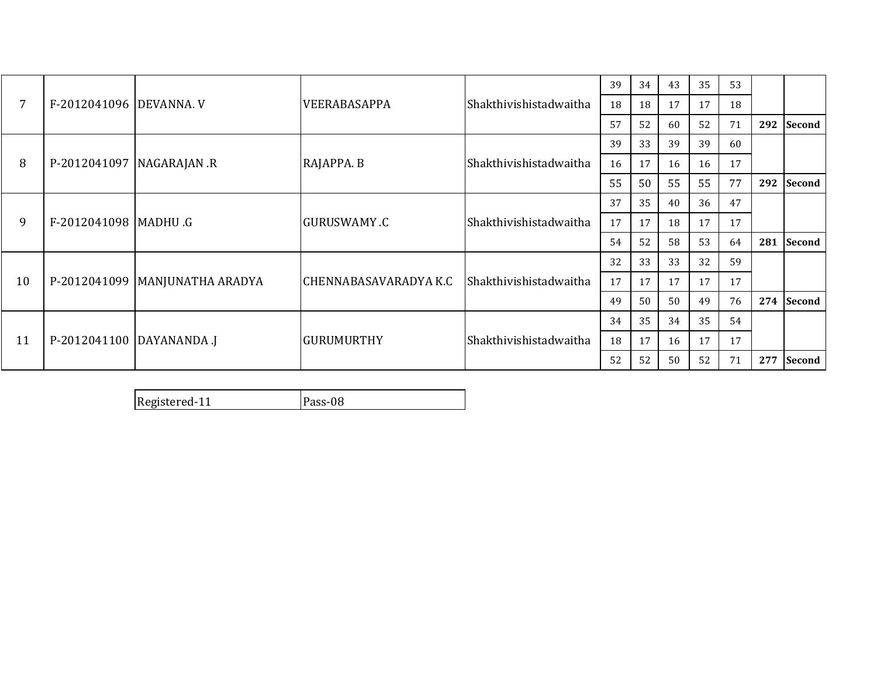| | | | | | | | | | | | |
|---|---|---|---|---|---|---|---|---|---|---|---|
| 7 | F-2012041096 | DEVANNA. V | VEERABASAPPA | Shakthivishistadwaitha | 39 | 34 | 43 | 35 | 53 | | |
| | | | | | 18 | 18 | 17 | 17 | 18 | | |
| | | | | | 57 | 52 | 60 | 52 | 71 | **292** | **Second** |
| 8 | P-2012041097 | NAGARAJAN .R | RAJAPPA. B | Shakthivishistadwaitha | 39 | 33 | 39 | 39 | 60 | | |
| | | | | | 16 | 17 | 16 | 16 | 17 | | |
| | | | | | 55 | 50 | 55 | 55 | 77 | **292** | **Second** |
| 9 | F-2012041098 | MADHU .G | GURUSWAMY .C | Shakthivishistadwaitha | 37 | 35 | 40 | 36 | 47 | | |
| | | | | | 17 | 17 | 18 | 17 | 17 | | |
| | | | | | 54 | 52 | 58 | 53 | 64 | **281** | **Second** |
| 10 | P-2012041099 | MANJUNATHA ARADYA | CHENNABASAVARADYA K.C | Shakthivishistadwaitha | 32 | 33 | 33 | 32 | 59 | | |
| | | | | | 17 | 17 | 17 | 17 | 17 | | |
| | | | | | 49 | 50 | 50 | 49 | 76 | **274** | **Second** |
| 11 | P-2012041100 | DAYANANDA .J | GURUMURTHY | Shakthivishistadwaitha | 34 | 35 | 34 | 35 | 54 | | |
| | | | | | 18 | 17 | 16 | 17 | 17 | | |
| | | | | | 52 | 52 | 50 | 52 | 71 | **277** | **Second** |

| | |
|---|---|
| Registered-11 | Pass-08 |